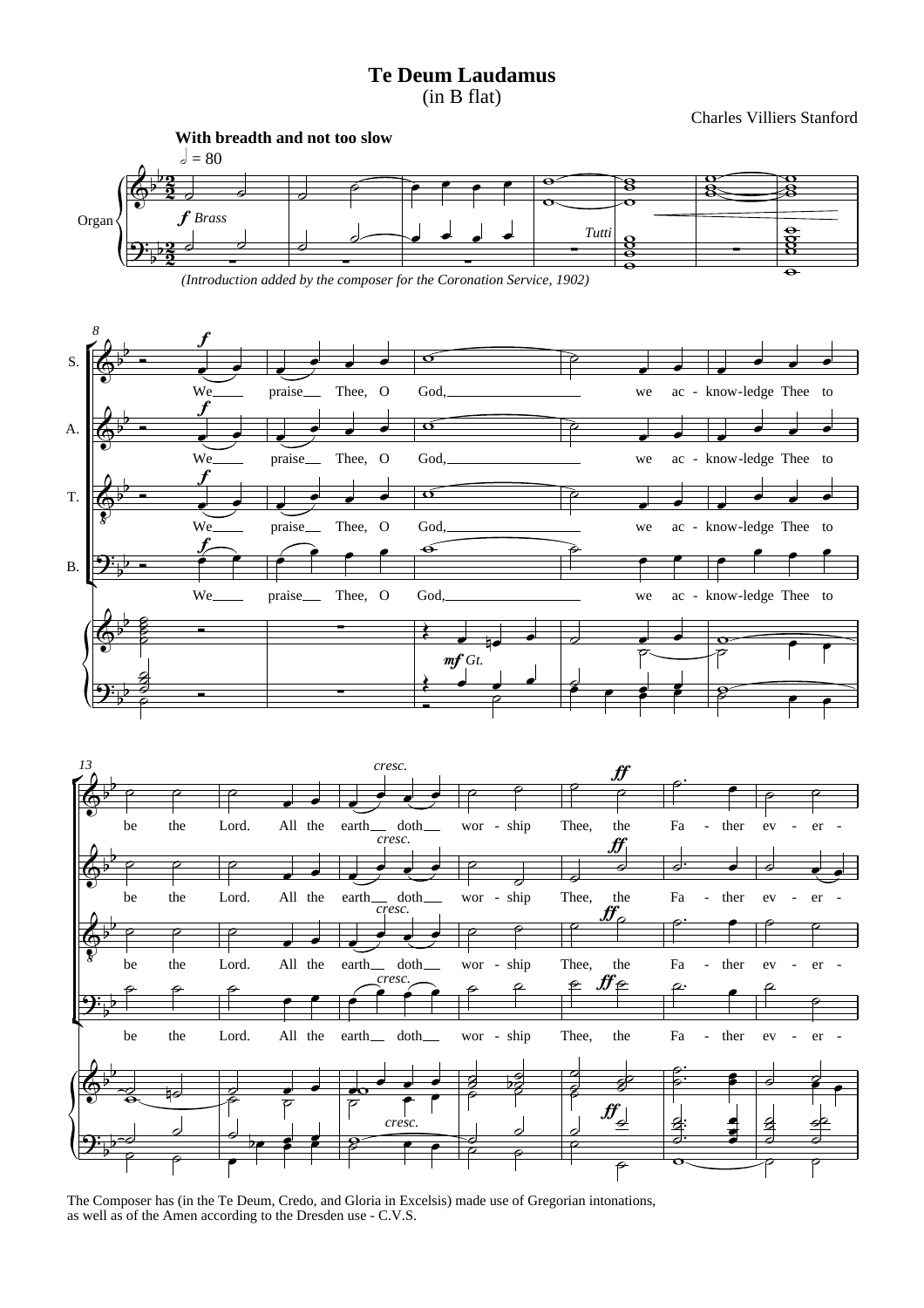# Te Deum Laudamus

(in B flat)

Charles Villiers Stanford

**With breadth and not too slow**

*(Introduction added by the composer for the Coronation Service, 1902)*

The Composer has (in the Te Deum, Credo, and Gloria in Excelsis) made use of Gregorian intonations, as well as of the Amen according to the Dresden use - C.V.S.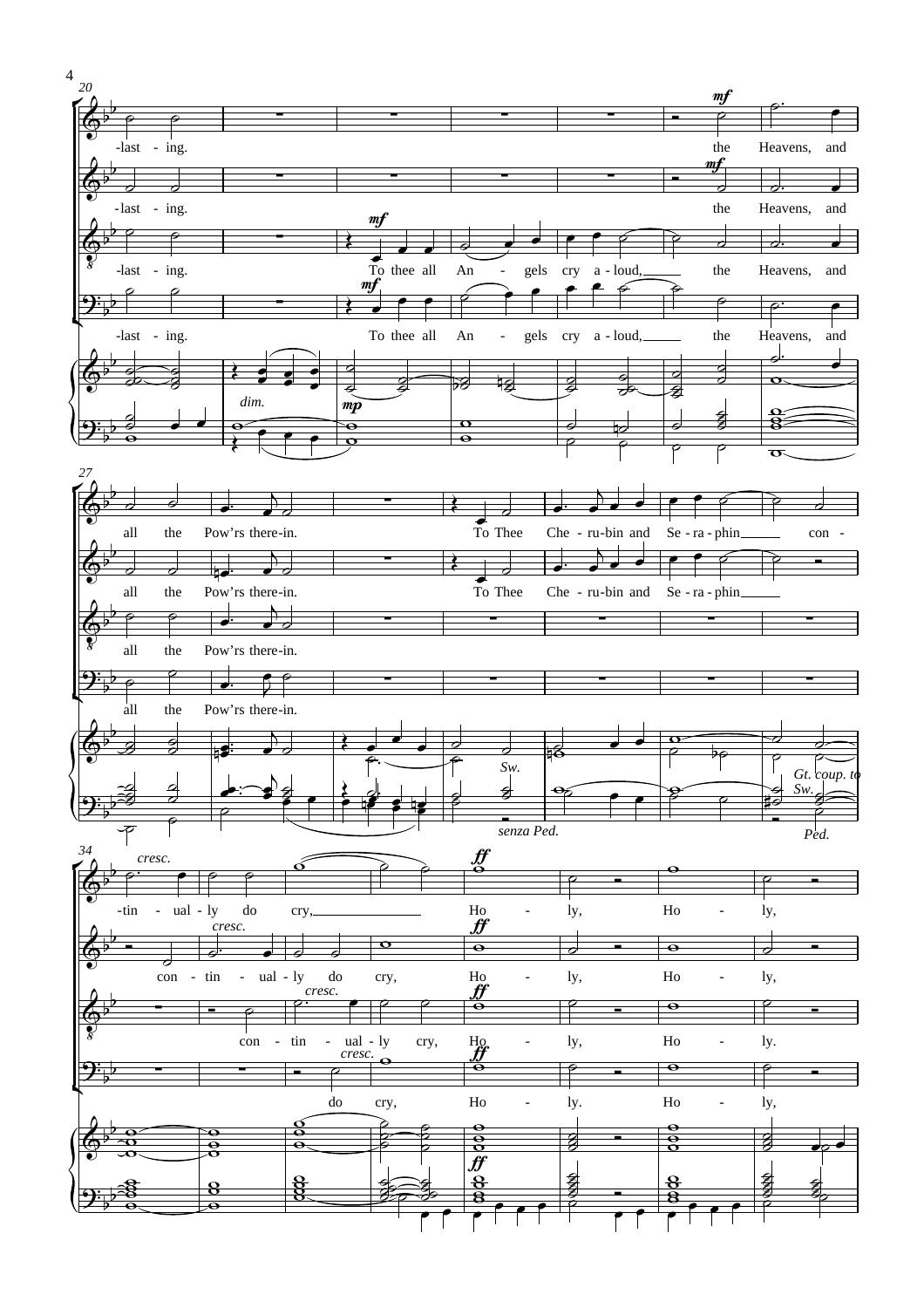-last - ing. the Heavens, and

-last - ing. To thee all An - gels cry a - loud, the Heavens, and

all the Pow'rs there-in. To Thee Che - ru-bin and Se - ra - phin con -

-tin - ual - ly do cry, Ho - ly, Ho - ly,

con - tin - ual - ly do cry, Ho - ly, Ho - ly,

do cry, Ho - ly. Ho - ly,

*dim.* *mp* *mf* *cresc.* *ff*

*Sw.* *senza Ped.* *Gt. coup. to Sw.* *Ped.*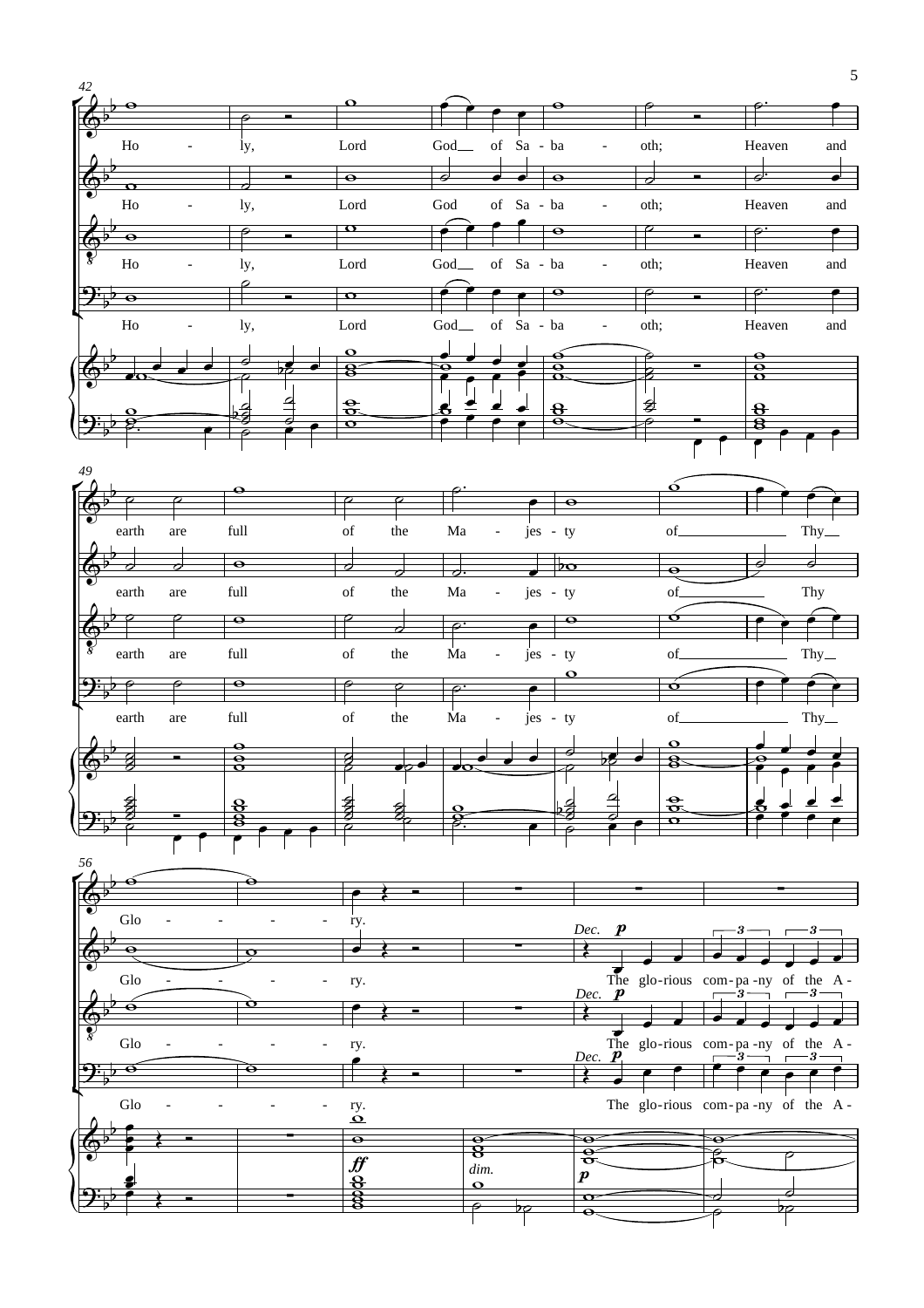42

Ho - ly, Lord God of Sa - ba - oth; Heaven and

49

earth are full of the Ma - jes - ty of Thy

56

Glo - - - - - ry.

*Dec.* *p*

The glo-rious com-pa-ny of the A -

*ff*

*dim.*

*p*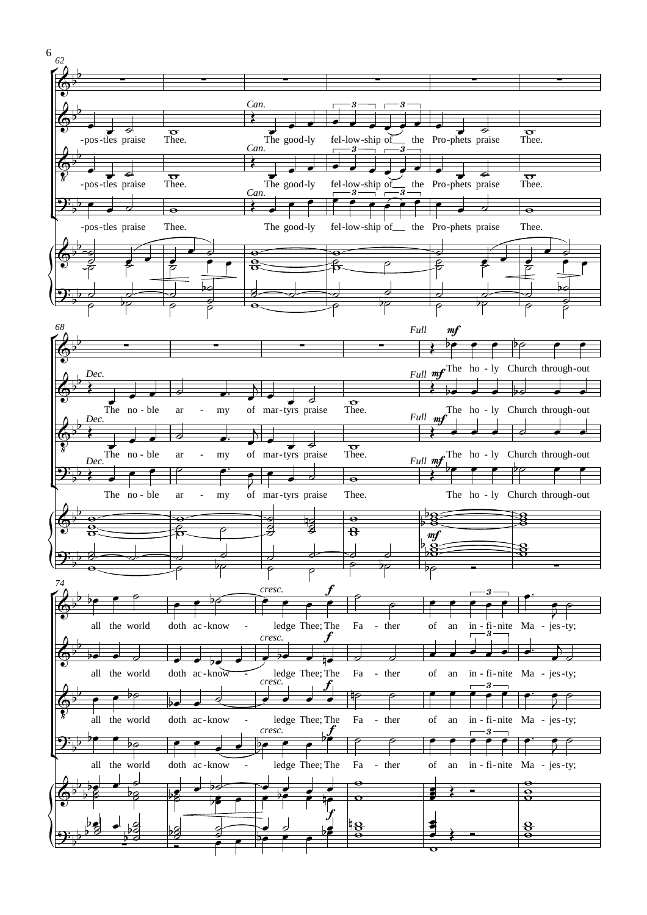-postles praise Thee. The goodly fellowship of the Prophets praise Thee.

The noble army of martyrs praise Thee.

The holy Church throughout all the world doth acknowledge Thee; The Father of an infinite Majesty;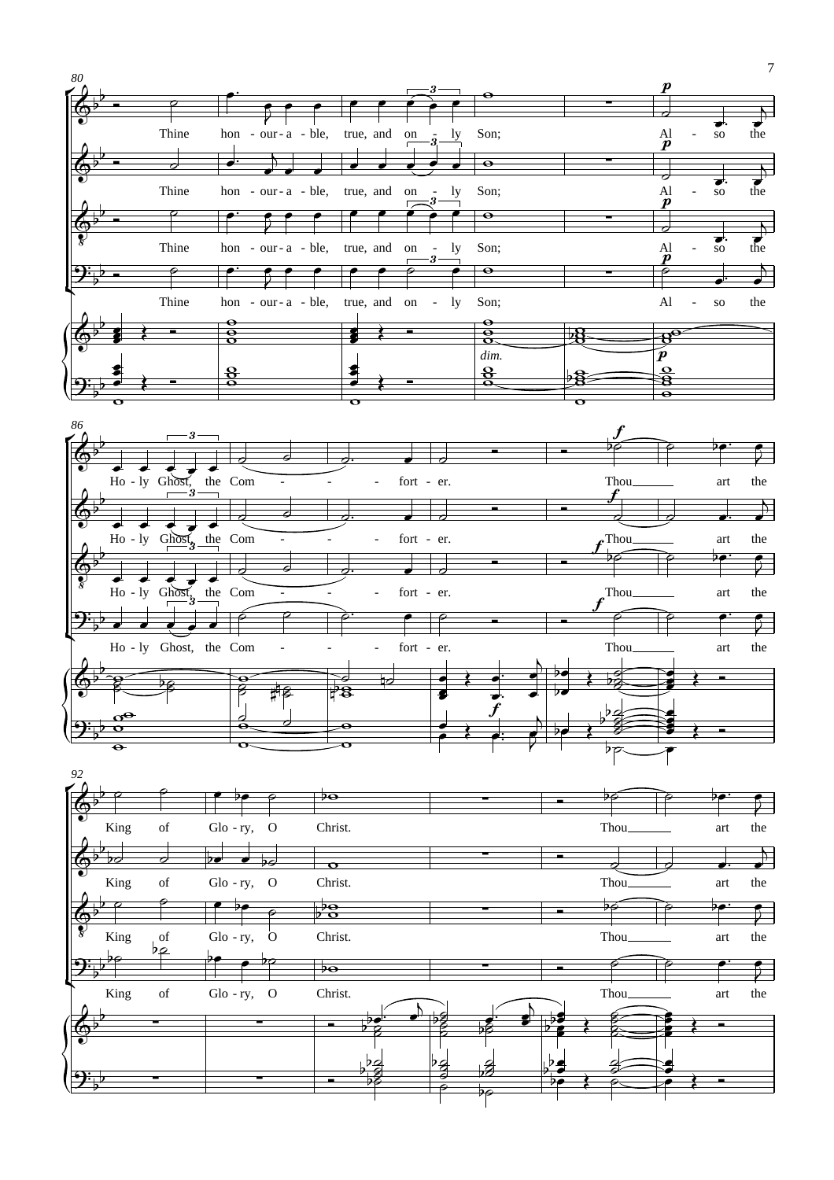Thine honour-able, true, and only Son; Also the Holy Ghost, the Comforter. Thou art the King of Glory, O Christ. Thou art the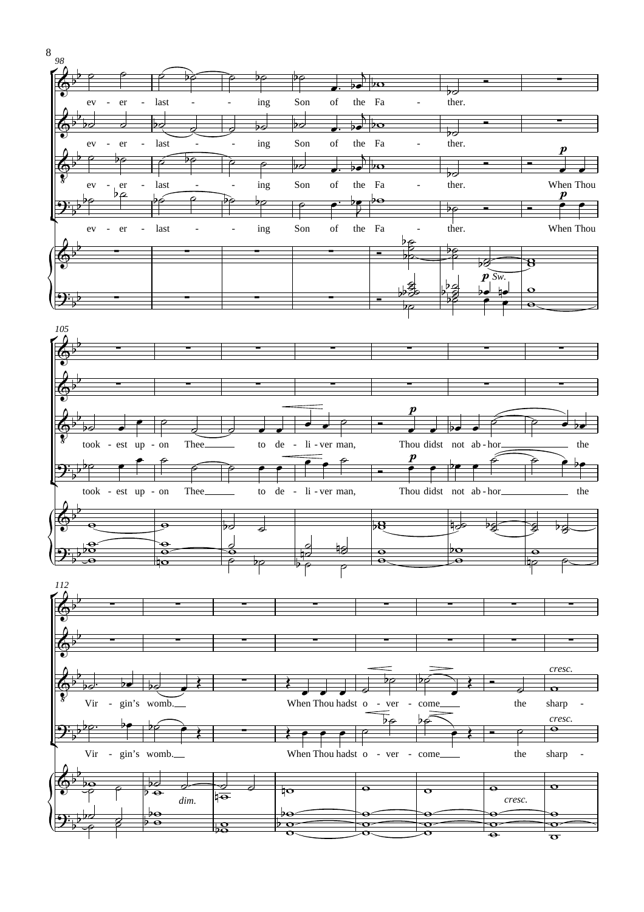ev - er - last - - ing Son of the Fa - ther.

When Thou took - est up - on Thee to de - li - ver man, Thou didst not ab - hor the Vir - gin's womb.

When Thou hadst o - ver - come the sharp -

*p* *Sw.*

*dim.*

*cresc.*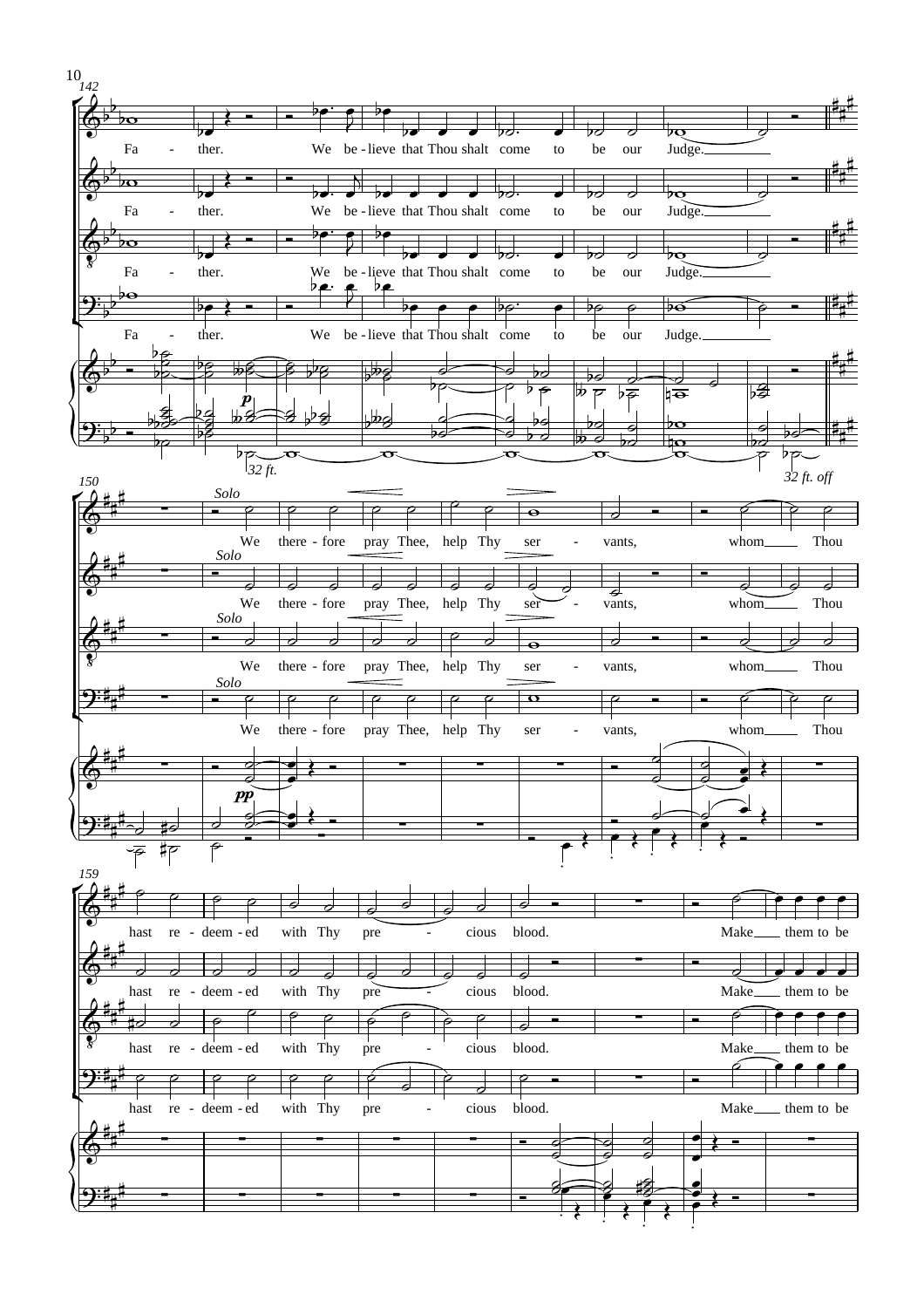142

Fa - ther. We be - lieve that Thou shalt come to be our Judge.

*32 ft.* *32 ft. off*

150

*Solo*

We there - fore pray Thee, help Thy ser - vants, whom Thou

*pp*

159

hast re - deem - ed with Thy pre - cious blood. Make them to be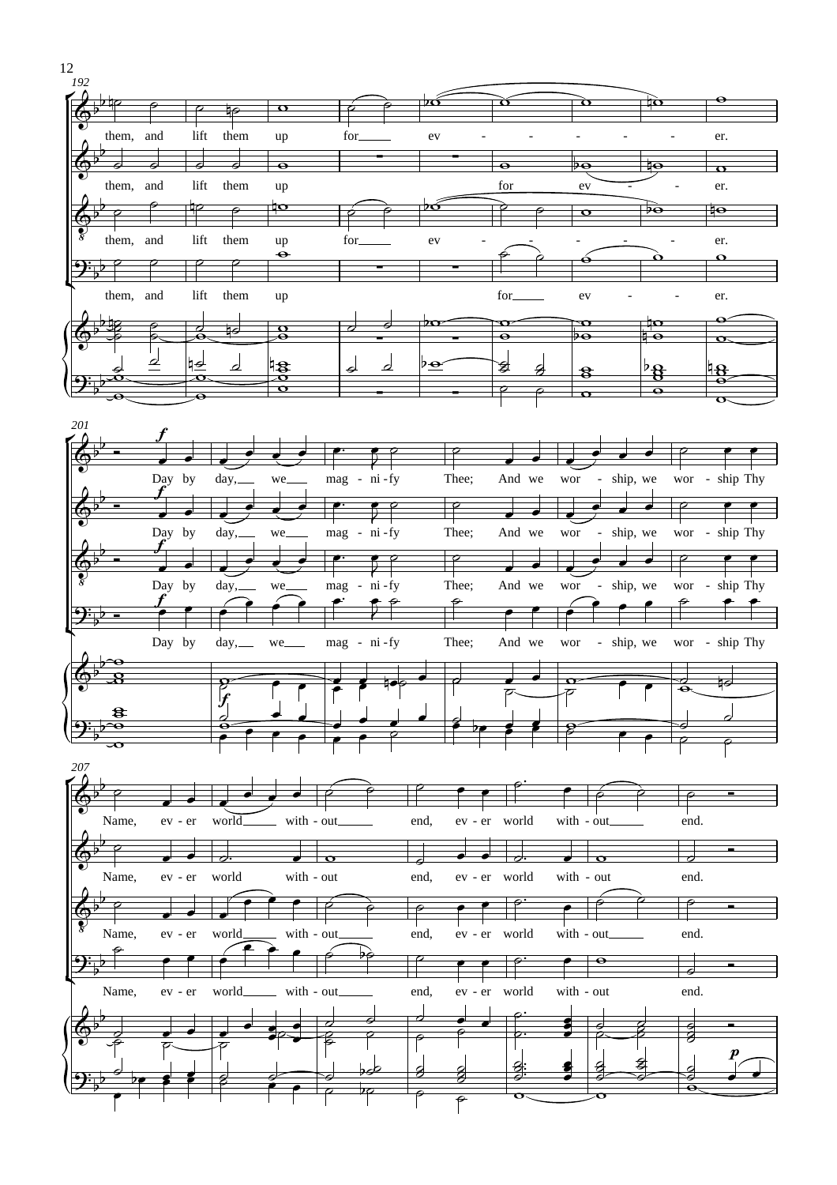192

them, and lift them up for ev - - - - - - er.

them, and lift them up for ev - - er.

them, and lift them up for ev - - - - - - er.

them, and lift them up for ev - - - er.

201

*f*

Day by day, we mag - ni - fy Thee; And we wor - ship, we wor - ship Thy

207

Name, ev - er world with - out end, ev - er world with - out end.

*p*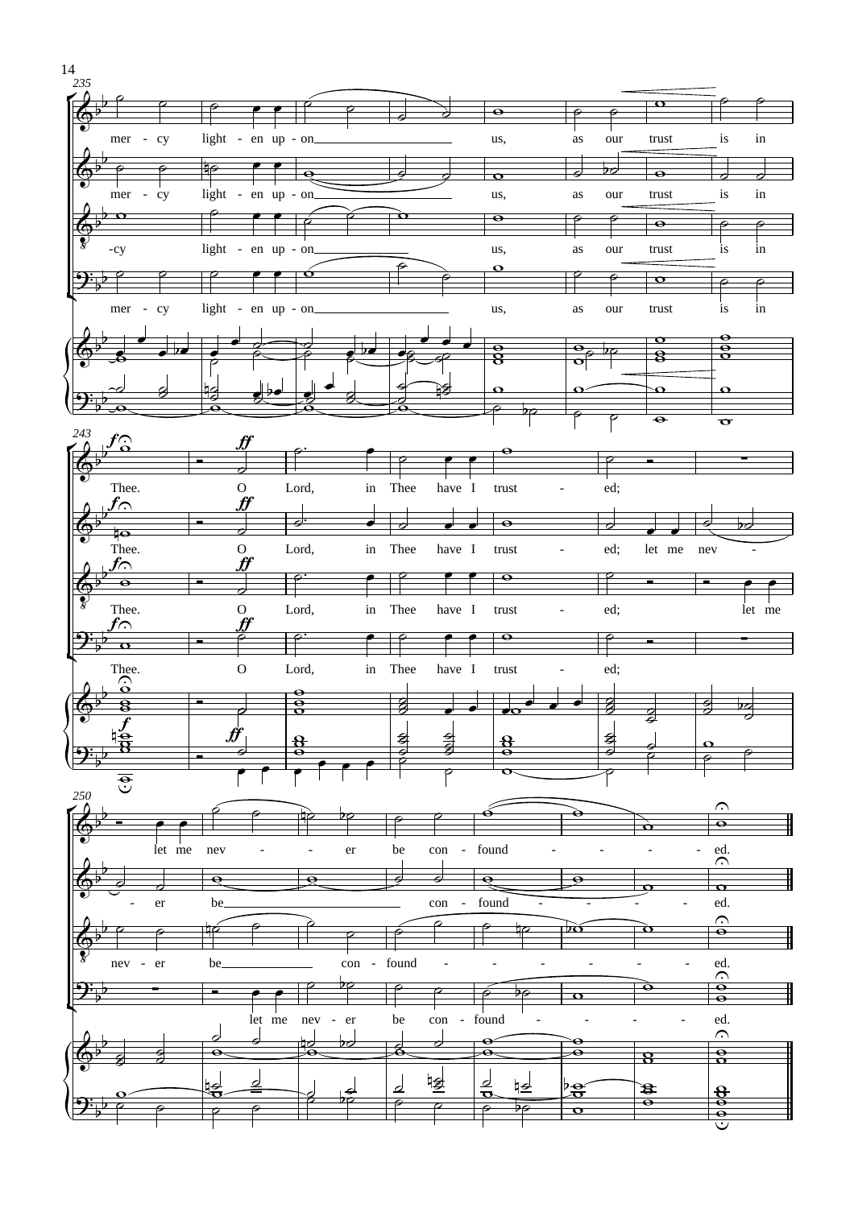mer - cy light - en up - on us, as our trust is in

mer - cy light - en up - on us, as our trust is in

-cy light - en up - on us, as our trust is in

mer - cy light - en up - on us, as our trust is in

Thee. O Lord, in Thee have I trust - ed;

Thee. O Lord, in Thee have I trust - ed; let me nev -

Thee. O Lord, in Thee have I trust - ed; let me

Thee. O Lord, in Thee have I trust - ed;

let me nev - - er be con - found - - - - - ed.

- er be con - found - - - - ed.

nev - er be con - found - - - - - - ed.

let me nev - er be con - found - - - - ed.